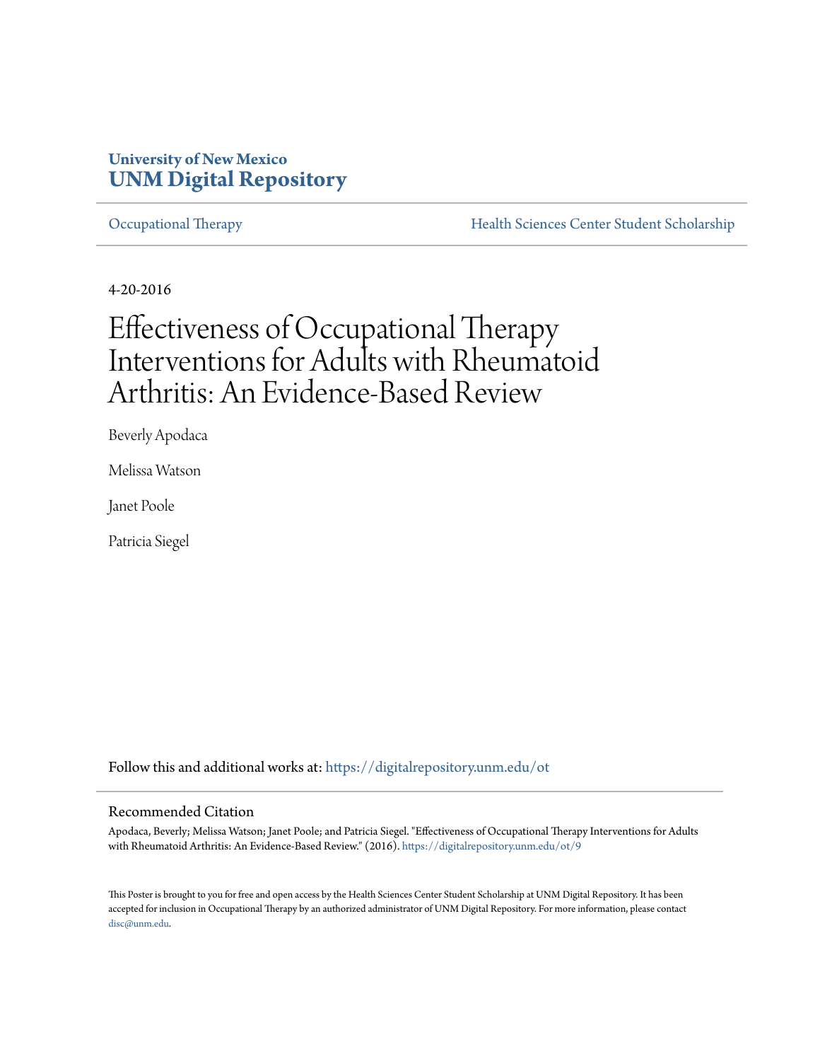**University of New Mexico**
**UNM Digital Repository**

Occupational Therapy | Health Sciences Center Student Scholarship

4-20-2016

# Effectiveness of Occupational Therapy Interventions for Adults with Rheumatoid Arthritis: An Evidence-Based Review

Beverly Apodaca

Melissa Watson

Janet Poole

Patricia Siegel

Follow this and additional works at: https://digitalrepository.unm.edu/ot

## Recommended Citation

Apodaca, Beverly; Melissa Watson; Janet Poole; and Patricia Siegel. "Effectiveness of Occupational Therapy Interventions for Adults with Rheumatoid Arthritis: An Evidence-Based Review." (2016). https://digitalrepository.unm.edu/ot/9

This Poster is brought to you for free and open access by the Health Sciences Center Student Scholarship at UNM Digital Repository. It has been accepted for inclusion in Occupational Therapy by an authorized administrator of UNM Digital Repository. For more information, please contact disc@unm.edu.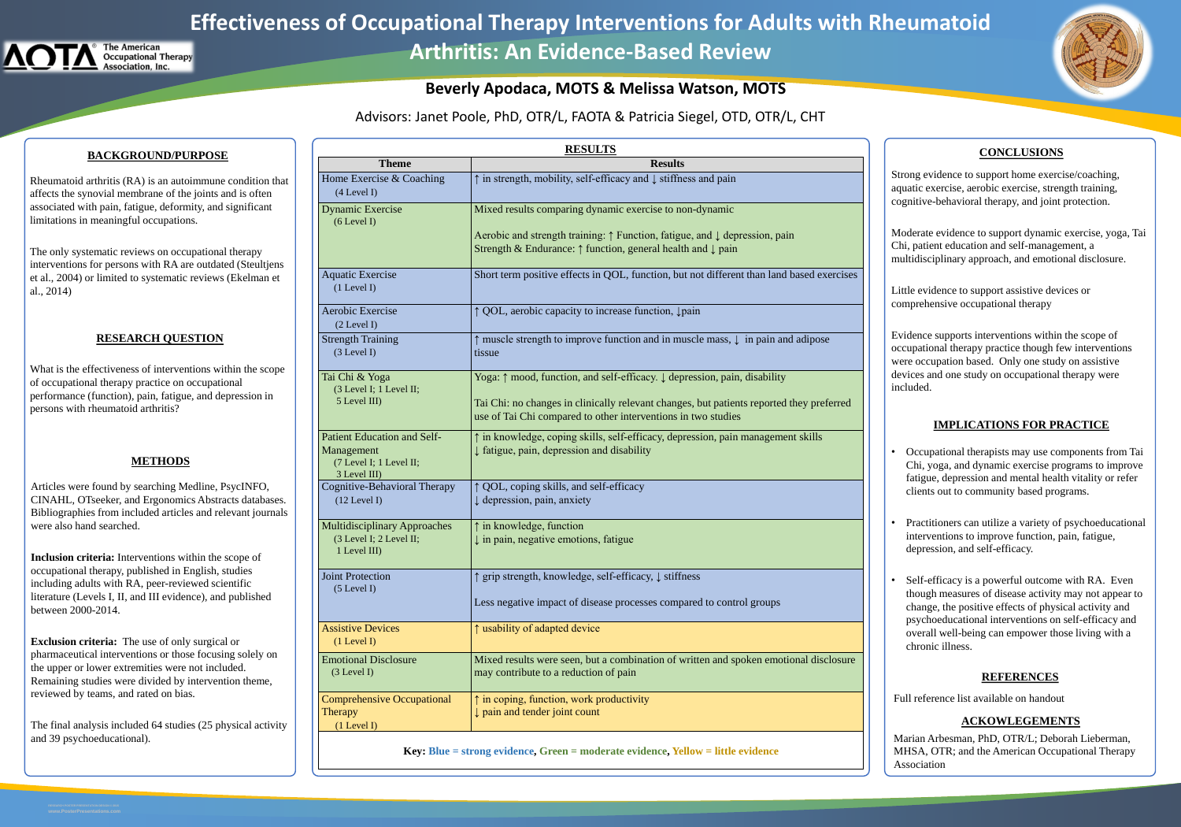# Effectiveness of Occupational Therapy Interventions for Adults with Rheumatoid Arthritis: An Evidence-Based Review

The American Occupational Therapy Association, Inc.

## Beverly Apodaca, MOTS & Melissa Watson, MOTS

Advisors: Janet Poole, PhD, OTR/L, FAOTA & Patricia Siegel, OTD, OTR/L, CHT

### BACKGROUND/PURPOSE

Rheumatoid arthritis (RA) is an autoimmune condition that affects the synovial membrane of the joints and is often associated with pain, fatigue, deformity, and significant limitations in meaningful occupations.

The only systematic reviews on occupational therapy interventions for persons with RA are outdated (Steultjens et al., 2004) or limited to systematic reviews (Ekelman et al., 2014)

### RESEARCH QUESTION

What is the effectiveness of interventions within the scope of occupational therapy practice on occupational performance (function), pain, fatigue, and depression in persons with rheumatoid arthritis?

### METHODS

Articles were found by searching Medline, PsycINFO, CINAHL, OTseeker, and Ergonomics Abstracts databases. Bibliographies from included articles and relevant journals were also hand searched.

**Inclusion criteria:** Interventions within the scope of occupational therapy, published in English, studies including adults with RA, peer-reviewed scientific literature (Levels I, II, and III evidence), and published between 2000-2014.

**Exclusion criteria:** The use of only surgical or pharmaceutical interventions or those focusing solely on the upper or lower extremities were not included. Remaining studies were divided by intervention theme, reviewed by teams, and rated on bias.

The final analysis included 64 studies (25 physical activity and 39 psychoeducational).

### RESULTS

| Theme | Results |
|---|---|
| Home Exercise & Coaching (4 Level I) | ↑ in strength, mobility, self-efficacy and ↓ stiffness and pain |
| Dynamic Exercise (6 Level I) | Mixed results comparing dynamic exercise to non-dynamic<br>Aerobic and strength training: ↑ Function, fatigue, and ↓ depression, pain<br>Strength & Endurance: ↑ function, general health and ↓ pain |
| Aquatic Exercise (1 Level I) | Short term positive effects in QOL, function, but not different than land based exercises |
| Aerobic Exercise (2 Level I) | ↑ QOL, aerobic capacity to increase function, ↓pain |
| Strength Training (3 Level I) | ↑ muscle strength to improve function and in muscle mass, ↓ in pain and adipose tissue |
| Tai Chi & Yoga (3 Level I; 1 Level II; 5 Level III) | Yoga: ↑ mood, function, and self-efficacy. ↓ depression, pain, disability<br>Tai Chi: no changes in clinically relevant changes, but patients reported they preferred use of Tai Chi compared to other interventions in two studies |
| Patient Education and Self-Management (7 Level I; 1 Level II; 3 Level III) | ↑ in knowledge, coping skills, self-efficacy, depression, pain management skills<br>↓ fatigue, pain, depression and disability |
| Cognitive-Behavioral Therapy (12 Level I) | ↑ QOL, coping skills, and self-efficacy<br>↓ depression, pain, anxiety |
| Multidisciplinary Approaches (3 Level I; 2 Level II; 1 Level III) | ↑ in knowledge, function<br>↓ in pain, negative emotions, fatigue |
| Joint Protection (5 Level I) | ↑ grip strength, knowledge, self-efficacy, ↓ stiffness<br>Less negative impact of disease processes compared to control groups |
| Assistive Devices (1 Level I) | ↑ usability of adapted device |
| Emotional Disclosure (3 Level I) | Mixed results were seen, but a combination of written and spoken emotional disclosure may contribute to a reduction of pain |
| Comprehensive Occupational Therapy (1 Level I) | ↑ in coping, function, work productivity<br>↓ pain and tender joint count |

**Key:** Blue = strong evidence, Green = moderate evidence, Yellow = little evidence

### CONCLUSIONS

Strong evidence to support home exercise/coaching, aquatic exercise, aerobic exercise, strength training, cognitive-behavioral therapy, and joint protection.

Moderate evidence to support dynamic exercise, yoga, Tai Chi, patient education and self-management, a multidisciplinary approach, and emotional disclosure.

Little evidence to support assistive devices or comprehensive occupational therapy

Evidence supports interventions within the scope of occupational therapy practice though few interventions were occupation based. Only one study on assistive devices and one study on occupational therapy were included.

### IMPLICATIONS FOR PRACTICE

- Occupational therapists may use components from Tai Chi, yoga, and dynamic exercise programs to improve fatigue, depression and mental health vitality or refer clients out to community based programs.
- Practitioners can utilize a variety of psychoeducational interventions to improve function, pain, fatigue, depression, and self-efficacy.
- Self-efficacy is a powerful outcome with RA. Even though measures of disease activity may not appear to change, the positive effects of physical activity and psychoeducational interventions on self-efficacy and overall well-being can empower those living with a chronic illness.

### REFERENCES

Full reference list available on handout

### ACKOWLEGEMENTS

Marian Arbesman, PhD, OTR/L; Deborah Lieberman, MHSA, OTR; and the American Occupational Therapy Association